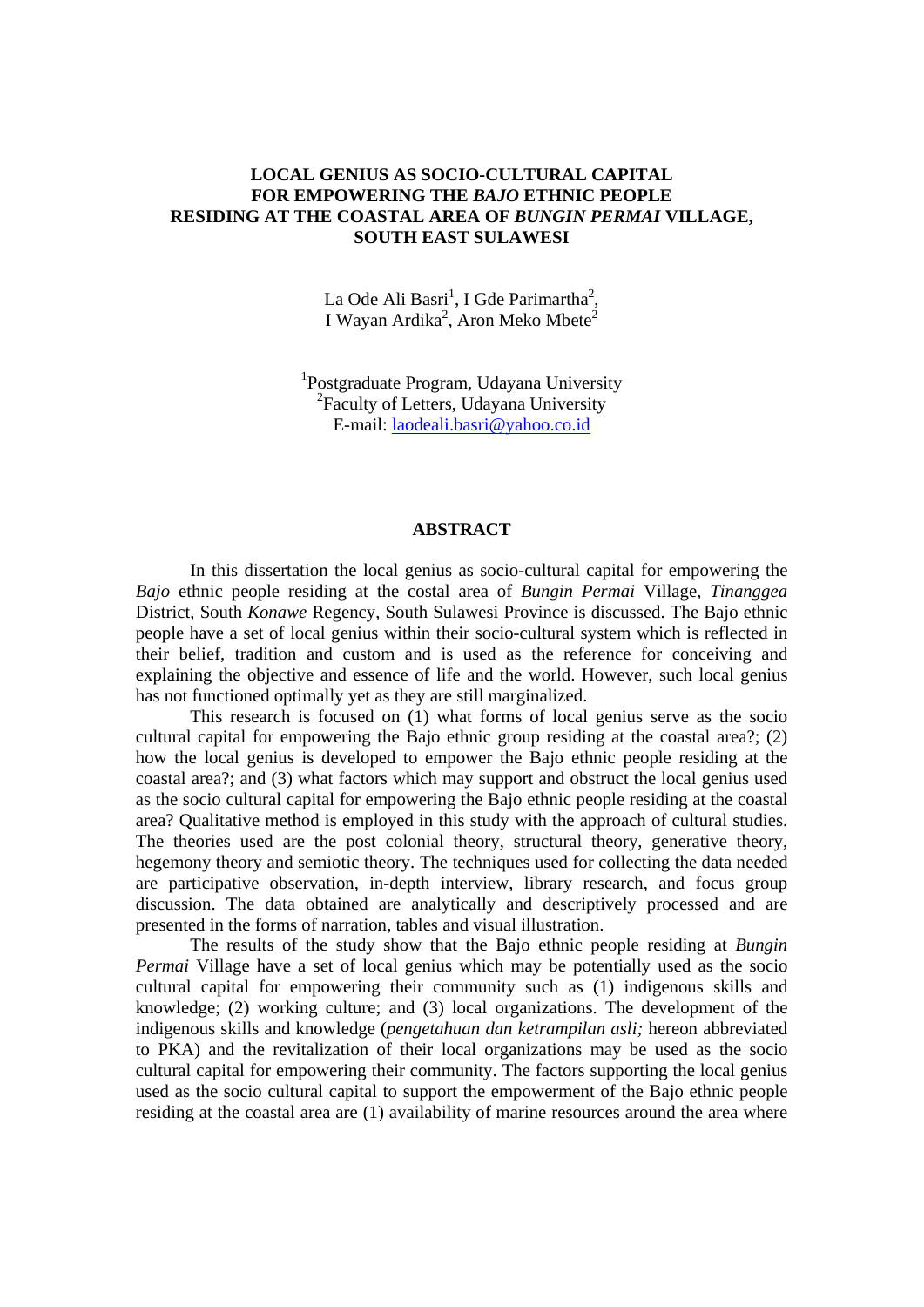# LOCAL GENIUS AS SOCIO-CULTURAL CAPITAL FOR EMPOWERING THE *BAJO* ETHNIC PEOPLE RESIDING AT THE COASTAL AREA OF *BUNGIN PERMAI* VILLAGE, SOUTH EAST SULAWESI

La Ode Ali Basri[1], I Gde Parimartha[2], I Wayan Ardika[2], Aron Meko Mbete[2]

[1]Postgraduate Program, Udayana University
[2]Faculty of Letters, Udayana University
E-mail: laodeali.basri@yahoo.co.id

## ABSTRACT

In this dissertation the local genius as socio-cultural capital for empowering the *Bajo* ethnic people residing at the costal area of *Bungin Permai* Village, *Tinanggea* District, South *Konawe* Regency, South Sulawesi Province is discussed. The Bajo ethnic people have a set of local genius within their socio-cultural system which is reflected in their belief, tradition and custom and is used as the reference for conceiving and explaining the objective and essence of life and the world. However, such local genius has not functioned optimally yet as they are still marginalized.

This research is focused on (1) what forms of local genius serve as the socio cultural capital for empowering the Bajo ethnic group residing at the coastal area?; (2) how the local genius is developed to empower the Bajo ethnic people residing at the coastal area?; and (3) what factors which may support and obstruct the local genius used as the socio cultural capital for empowering the Bajo ethnic people residing at the coastal area? Qualitative method is employed in this study with the approach of cultural studies. The theories used are the post colonial theory, structural theory, generative theory, hegemony theory and semiotic theory. The techniques used for collecting the data needed are participative observation, in-depth interview, library research, and focus group discussion. The data obtained are analytically and descriptively processed and are presented in the forms of narration, tables and visual illustration.

The results of the study show that the Bajo ethnic people residing at *Bungin Permai* Village have a set of local genius which may be potentially used as the socio cultural capital for empowering their community such as (1) indigenous skills and knowledge; (2) working culture; and (3) local organizations. The development of the indigenous skills and knowledge (*pengetahuan dan ketrampilan asli;* hereon abbreviated to PKA) and the revitalization of their local organizations may be used as the socio cultural capital for empowering their community. The factors supporting the local genius used as the socio cultural capital to support the empowerment of the Bajo ethnic people residing at the coastal area are (1) availability of marine resources around the area where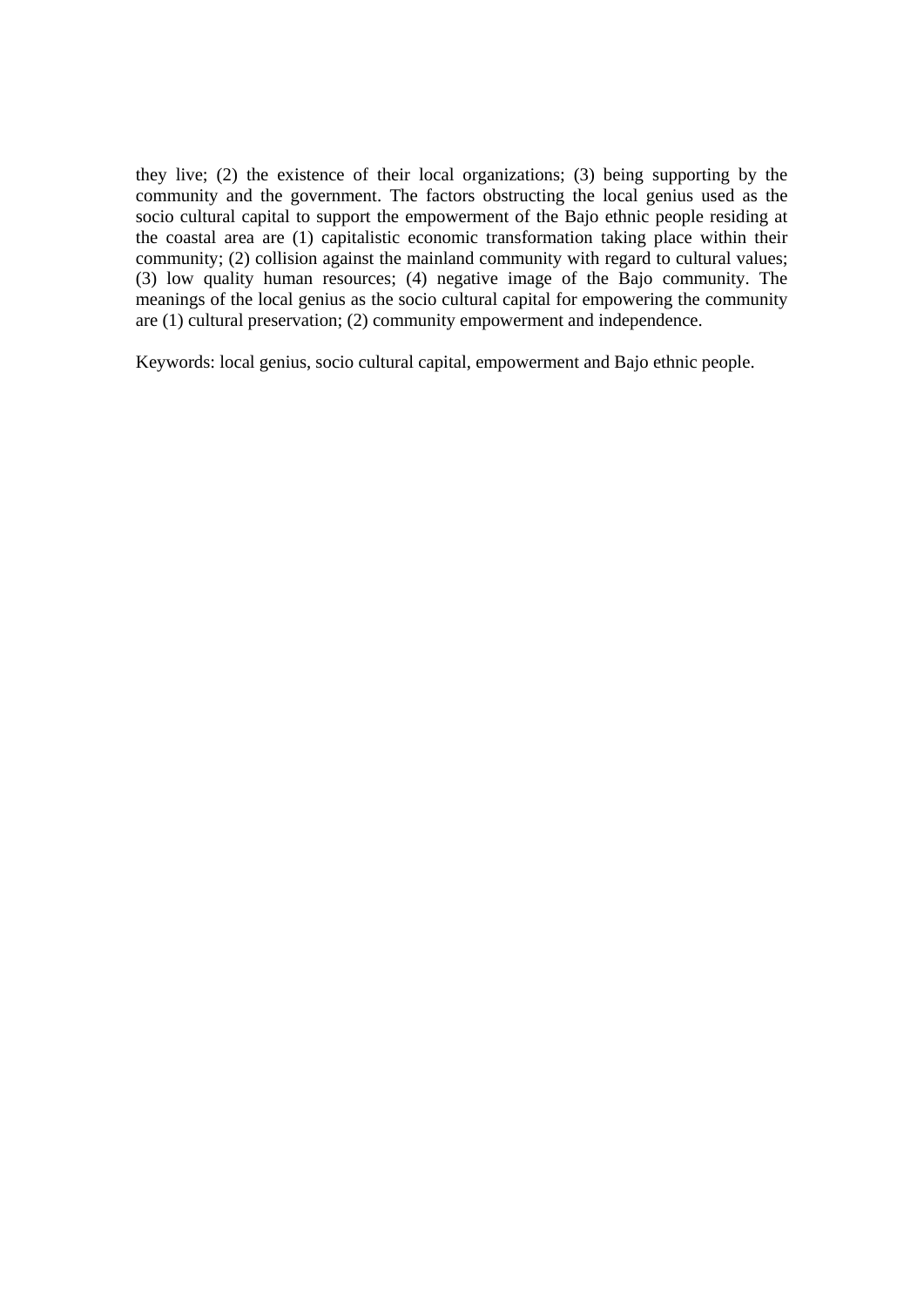they live; (2) the existence of their local organizations; (3) being supporting by the community and the government. The factors obstructing the local genius used as the socio cultural capital to support the empowerment of the Bajo ethnic people residing at the coastal area are (1) capitalistic economic transformation taking place within their community; (2) collision against the mainland community with regard to cultural values; (3) low quality human resources; (4) negative image of the Bajo community. The meanings of the local genius as the socio cultural capital for empowering the community are (1) cultural preservation; (2) community empowerment and independence.

Keywords: local genius, socio cultural capital, empowerment and Bajo ethnic people.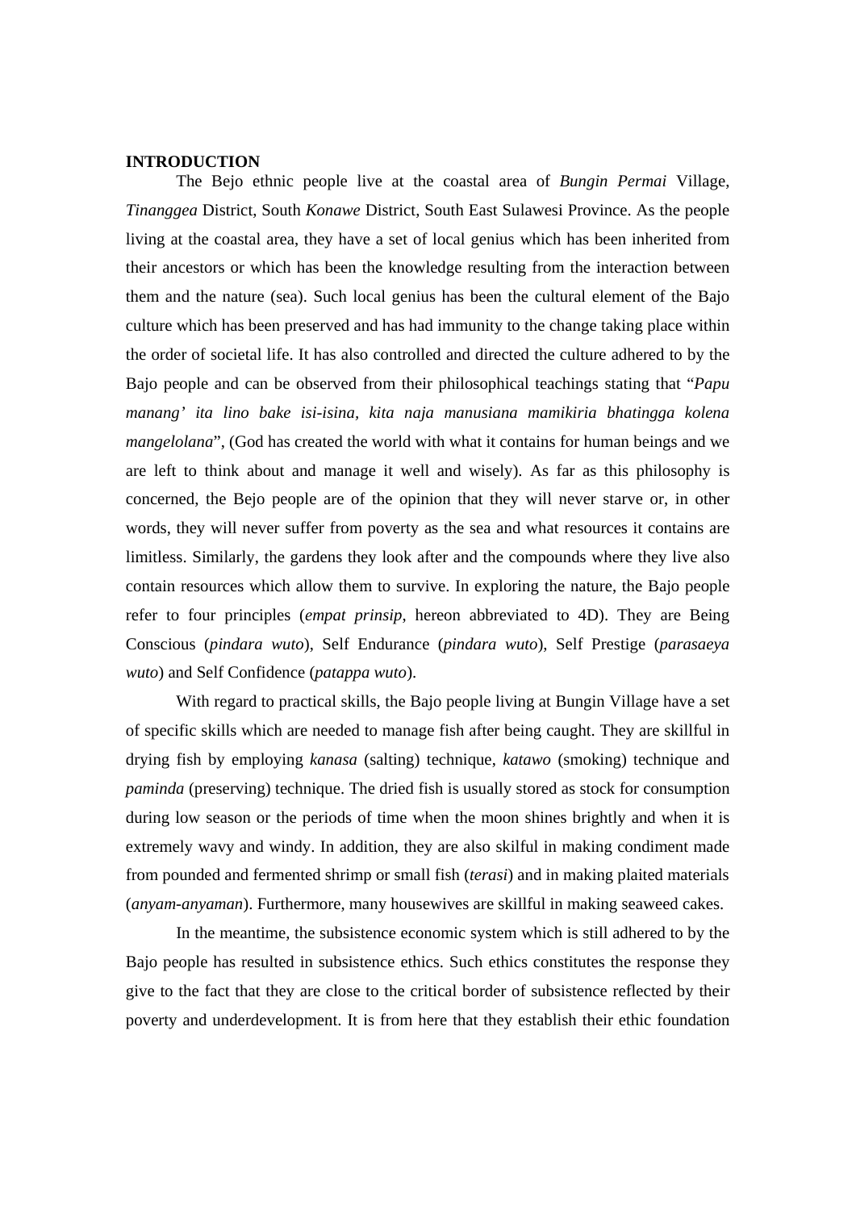## INTRODUCTION

The Bejo ethnic people live at the coastal area of *Bungin Permai* Village, *Tinanggea* District, South *Konawe* District, South East Sulawesi Province. As the people living at the coastal area, they have a set of local genius which has been inherited from their ancestors or which has been the knowledge resulting from the interaction between them and the nature (sea). Such local genius has been the cultural element of the Bajo culture which has been preserved and has had immunity to the change taking place within the order of societal life. It has also controlled and directed the culture adhered to by the Bajo people and can be observed from their philosophical teachings stating that "*Papu manang' ita lino bake isi-isina, kita naja manusiana mamikiria bhatingga kolena mangelolana*", (God has created the world with what it contains for human beings and we are left to think about and manage it well and wisely). As far as this philosophy is concerned, the Bejo people are of the opinion that they will never starve or, in other words, they will never suffer from poverty as the sea and what resources it contains are limitless. Similarly, the gardens they look after and the compounds where they live also contain resources which allow them to survive. In exploring the nature, the Bajo people refer to four principles (*empat prinsip*, hereon abbreviated to 4D). They are Being Conscious (*pindara wuto*), Self Endurance (*pindara wuto*), Self Prestige (*parasaeya wuto*) and Self Confidence (*patappa wuto*).

With regard to practical skills, the Bajo people living at Bungin Village have a set of specific skills which are needed to manage fish after being caught. They are skillful in drying fish by employing *kanasa* (salting) technique, *katawo* (smoking) technique and *paminda* (preserving) technique. The dried fish is usually stored as stock for consumption during low season or the periods of time when the moon shines brightly and when it is extremely wavy and windy. In addition, they are also skilful in making condiment made from pounded and fermented shrimp or small fish (*terasi*) and in making plaited materials (*anyam-anyaman*). Furthermore, many housewives are skillful in making seaweed cakes.

In the meantime, the subsistence economic system which is still adhered to by the Bajo people has resulted in subsistence ethics. Such ethics constitutes the response they give to the fact that they are close to the critical border of subsistence reflected by their poverty and underdevelopment. It is from here that they establish their ethic foundation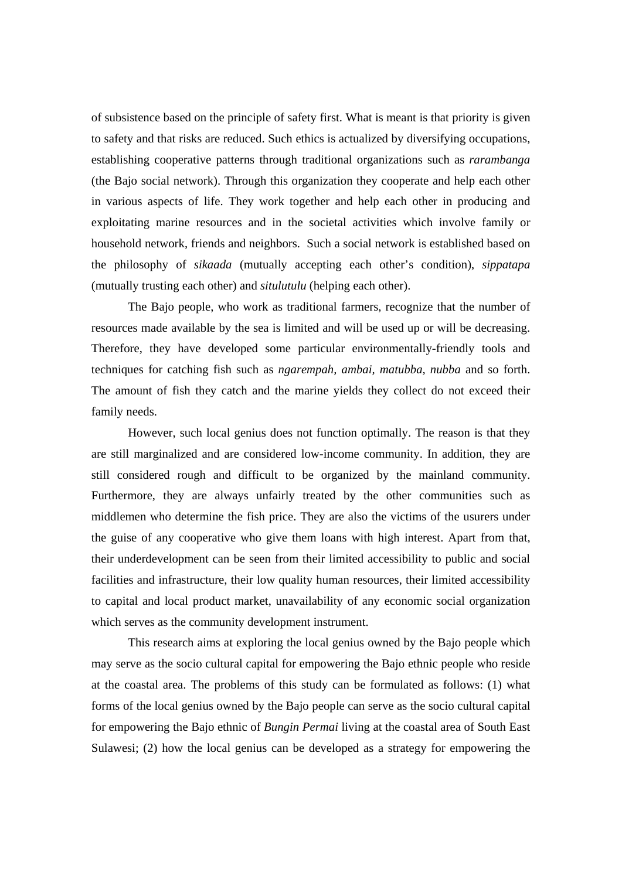of subsistence based on the principle of safety first. What is meant is that priority is given to safety and that risks are reduced. Such ethics is actualized by diversifying occupations, establishing cooperative patterns through traditional organizations such as *rarambanga* (the Bajo social network). Through this organization they cooperate and help each other in various aspects of life. They work together and help each other in producing and exploitating marine resources and in the societal activities which involve family or household network, friends and neighbors. Such a social network is established based on the philosophy of *sikaada* (mutually accepting each other's condition), *sippatapa* (mutually trusting each other) and *situlutulu* (helping each other).

The Bajo people, who work as traditional farmers, recognize that the number of resources made available by the sea is limited and will be used up or will be decreasing. Therefore, they have developed some particular environmentally-friendly tools and techniques for catching fish such as *ngarempah, ambai, matubba, nubba* and so forth. The amount of fish they catch and the marine yields they collect do not exceed their family needs.

However, such local genius does not function optimally. The reason is that they are still marginalized and are considered low-income community. In addition, they are still considered rough and difficult to be organized by the mainland community. Furthermore, they are always unfairly treated by the other communities such as middlemen who determine the fish price. They are also the victims of the usurers under the guise of any cooperative who give them loans with high interest. Apart from that, their underdevelopment can be seen from their limited accessibility to public and social facilities and infrastructure, their low quality human resources, their limited accessibility to capital and local product market, unavailability of any economic social organization which serves as the community development instrument.

This research aims at exploring the local genius owned by the Bajo people which may serve as the socio cultural capital for empowering the Bajo ethnic people who reside at the coastal area. The problems of this study can be formulated as follows: (1) what forms of the local genius owned by the Bajo people can serve as the socio cultural capital for empowering the Bajo ethnic of *Bungin Permai* living at the coastal area of South East Sulawesi; (2) how the local genius can be developed as a strategy for empowering the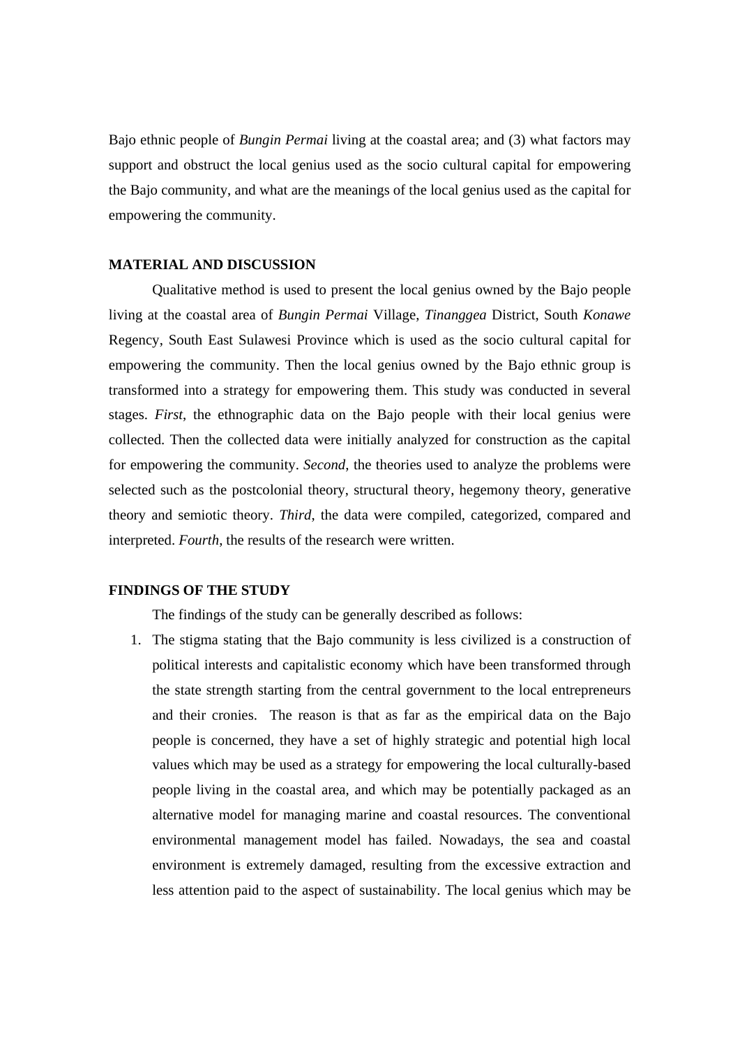Bajo ethnic people of *Bungin Permai* living at the coastal area; and (3) what factors may support and obstruct the local genius used as the socio cultural capital for empowering the Bajo community, and what are the meanings of the local genius used as the capital for empowering the community.

## MATERIAL AND DISCUSSION

Qualitative method is used to present the local genius owned by the Bajo people living at the coastal area of *Bungin Permai* Village, *Tinanggea* District, South *Konawe* Regency, South East Sulawesi Province which is used as the socio cultural capital for empowering the community. Then the local genius owned by the Bajo ethnic group is transformed into a strategy for empowering them. This study was conducted in several stages. *First*, the ethnographic data on the Bajo people with their local genius were collected. Then the collected data were initially analyzed for construction as the capital for empowering the community. *Second*, the theories used to analyze the problems were selected such as the postcolonial theory, structural theory, hegemony theory, generative theory and semiotic theory. *Third*, the data were compiled, categorized, compared and interpreted. *Fourth*, the results of the research were written.

## FINDINGS OF THE STUDY

The findings of the study can be generally described as follows:

1. The stigma stating that the Bajo community is less civilized is a construction of political interests and capitalistic economy which have been transformed through the state strength starting from the central government to the local entrepreneurs and their cronies. The reason is that as far as the empirical data on the Bajo people is concerned, they have a set of highly strategic and potential high local values which may be used as a strategy for empowering the local culturally-based people living in the coastal area, and which may be potentially packaged as an alternative model for managing marine and coastal resources. The conventional environmental management model has failed. Nowadays, the sea and coastal environment is extremely damaged, resulting from the excessive extraction and less attention paid to the aspect of sustainability. The local genius which may be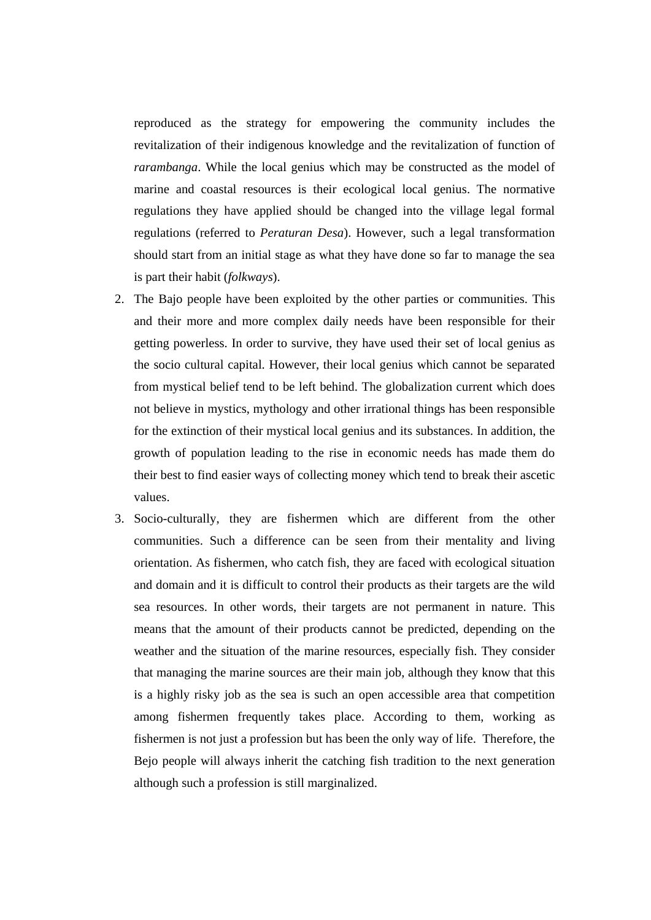reproduced as the strategy for empowering the community includes the revitalization of their indigenous knowledge and the revitalization of function of *rarambanga*. While the local genius which may be constructed as the model of marine and coastal resources is their ecological local genius. The normative regulations they have applied should be changed into the village legal formal regulations (referred to *Peraturan Desa*). However, such a legal transformation should start from an initial stage as what they have done so far to manage the sea is part their habit (*folkways*).

2. The Bajo people have been exploited by the other parties or communities. This and their more and more complex daily needs have been responsible for their getting powerless. In order to survive, they have used their set of local genius as the socio cultural capital. However, their local genius which cannot be separated from mystical belief tend to be left behind. The globalization current which does not believe in mystics, mythology and other irrational things has been responsible for the extinction of their mystical local genius and its substances. In addition, the growth of population leading to the rise in economic needs has made them do their best to find easier ways of collecting money which tend to break their ascetic values.
3. Socio-culturally, they are fishermen which are different from the other communities. Such a difference can be seen from their mentality and living orientation. As fishermen, who catch fish, they are faced with ecological situation and domain and it is difficult to control their products as their targets are the wild sea resources. In other words, their targets are not permanent in nature. This means that the amount of their products cannot be predicted, depending on the weather and the situation of the marine resources, especially fish. They consider that managing the marine sources are their main job, although they know that this is a highly risky job as the sea is such an open accessible area that competition among fishermen frequently takes place. According to them, working as fishermen is not just a profession but has been the only way of life. Therefore, the Bejo people will always inherit the catching fish tradition to the next generation although such a profession is still marginalized.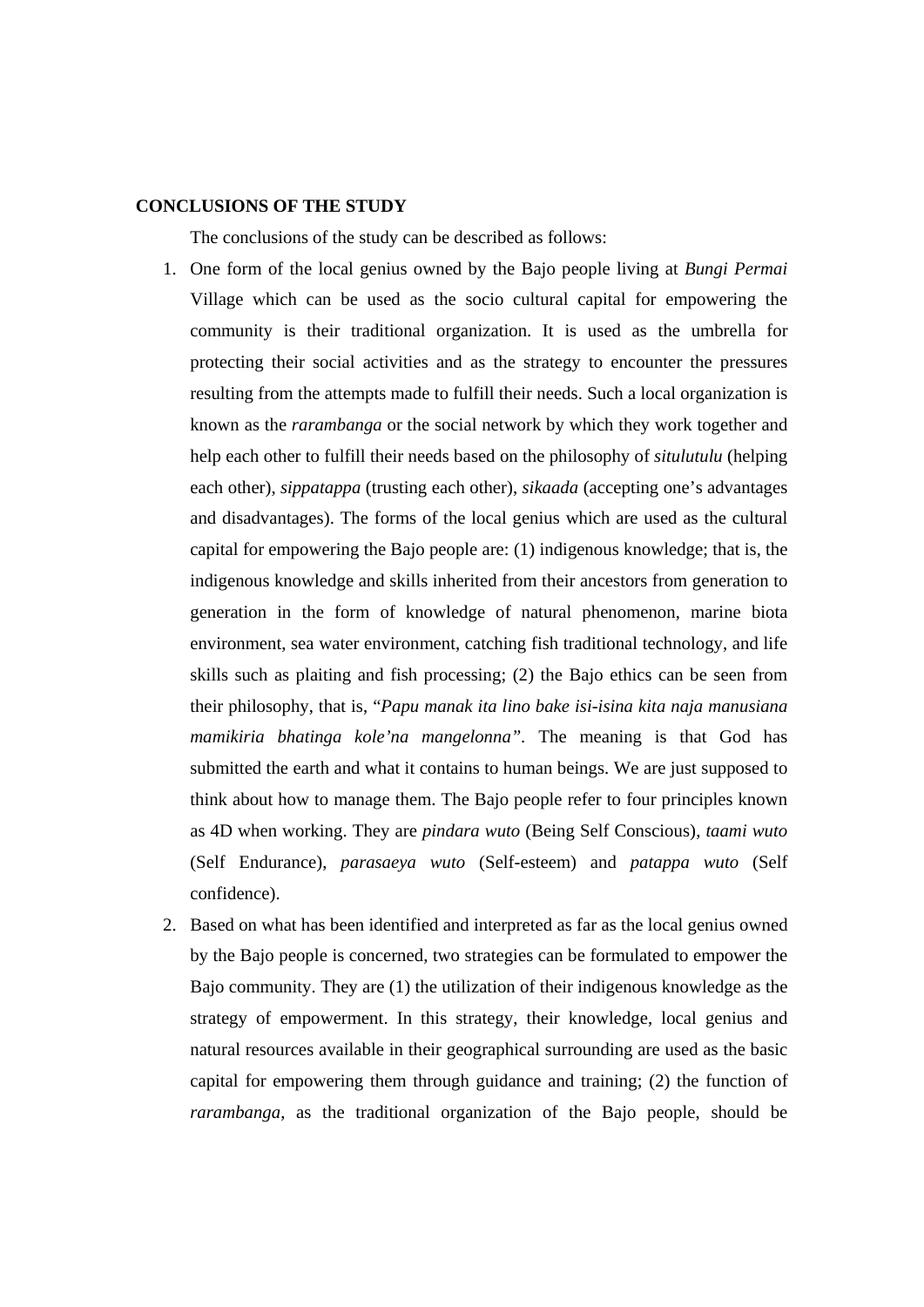**CONCLUSIONS OF THE STUDY**

The conclusions of the study can be described as follows:

1. One form of the local genius owned by the Bajo people living at *Bungi Permai* Village which can be used as the socio cultural capital for empowering the community is their traditional organization. It is used as the umbrella for protecting their social activities and as the strategy to encounter the pressures resulting from the attempts made to fulfill their needs. Such a local organization is known as the *rarambanga* or the social network by which they work together and help each other to fulfill their needs based on the philosophy of *situlutulu* (helping each other), *sippatappa* (trusting each other), *sikaada* (accepting one's advantages and disadvantages). The forms of the local genius which are used as the cultural capital for empowering the Bajo people are: (1) indigenous knowledge; that is, the indigenous knowledge and skills inherited from their ancestors from generation to generation in the form of knowledge of natural phenomenon, marine biota environment, sea water environment, catching fish traditional technology, and life skills such as plaiting and fish processing; (2) the Bajo ethics can be seen from their philosophy, that is, "*Papu manak ita lino bake isi-isina kita naja manusiana mamikiria bhatinga kole'na mangelonna*". The meaning is that God has submitted the earth and what it contains to human beings. We are just supposed to think about how to manage them. The Bajo people refer to four principles known as 4D when working. They are *pindara wuto* (Being Self Conscious), *taami wuto* (Self Endurance), *parasaeya wuto* (Self-esteem) and *patappa wuto* (Self confidence).
2. Based on what has been identified and interpreted as far as the local genius owned by the Bajo people is concerned, two strategies can be formulated to empower the Bajo community. They are (1) the utilization of their indigenous knowledge as the strategy of empowerment. In this strategy, their knowledge, local genius and natural resources available in their geographical surrounding are used as the basic capital for empowering them through guidance and training; (2) the function of *rarambanga*, as the traditional organization of the Bajo people, should be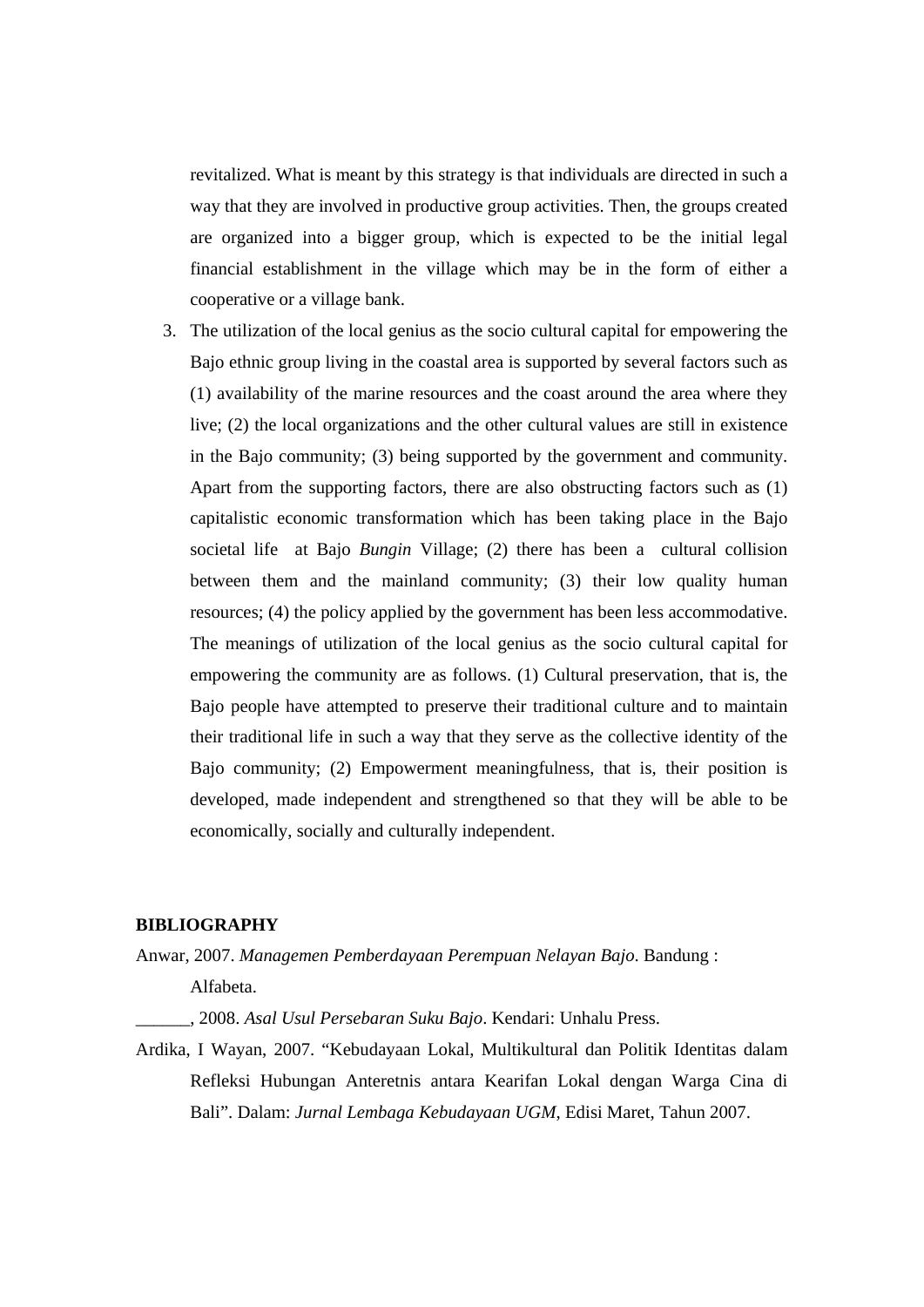revitalized. What is meant by this strategy is that individuals are directed in such a way that they are involved in productive group activities. Then, the groups created are organized into a bigger group, which is expected to be the initial legal financial establishment in the village which may be in the form of either a cooperative or a village bank.

3. The utilization of the local genius as the socio cultural capital for empowering the Bajo ethnic group living in the coastal area is supported by several factors such as (1) availability of the marine resources and the coast around the area where they live; (2) the local organizations and the other cultural values are still in existence in the Bajo community; (3) being supported by the government and community. Apart from the supporting factors, there are also obstructing factors such as (1) capitalistic economic transformation which has been taking place in the Bajo societal life at Bajo *Bungin* Village; (2) there has been a cultural collision between them and the mainland community; (3) their low quality human resources; (4) the policy applied by the government has been less accommodative. The meanings of utilization of the local genius as the socio cultural capital for empowering the community are as follows. (1) Cultural preservation, that is, the Bajo people have attempted to preserve their traditional culture and to maintain their traditional life in such a way that they serve as the collective identity of the Bajo community; (2) Empowerment meaningfulness, that is, their position is developed, made independent and strengthened so that they will be able to be economically, socially and culturally independent.

**BIBLIOGRAPHY**

Anwar, 2007. *Managemen Pemberdayaan Perempuan Nelayan Bajo*. Bandung : Alfabeta.

______, 2008. *Asal Usul Persebaran Suku Bajo*. Kendari: Unhalu Press.

Ardika, I Wayan, 2007. "Kebudayaan Lokal, Multikultural dan Politik Identitas dalam Refleksi Hubungan Anteretnis antara Kearifan Lokal dengan Warga Cina di Bali". Dalam: *Jurnal Lembaga Kebudayaan UGM*, Edisi Maret, Tahun 2007.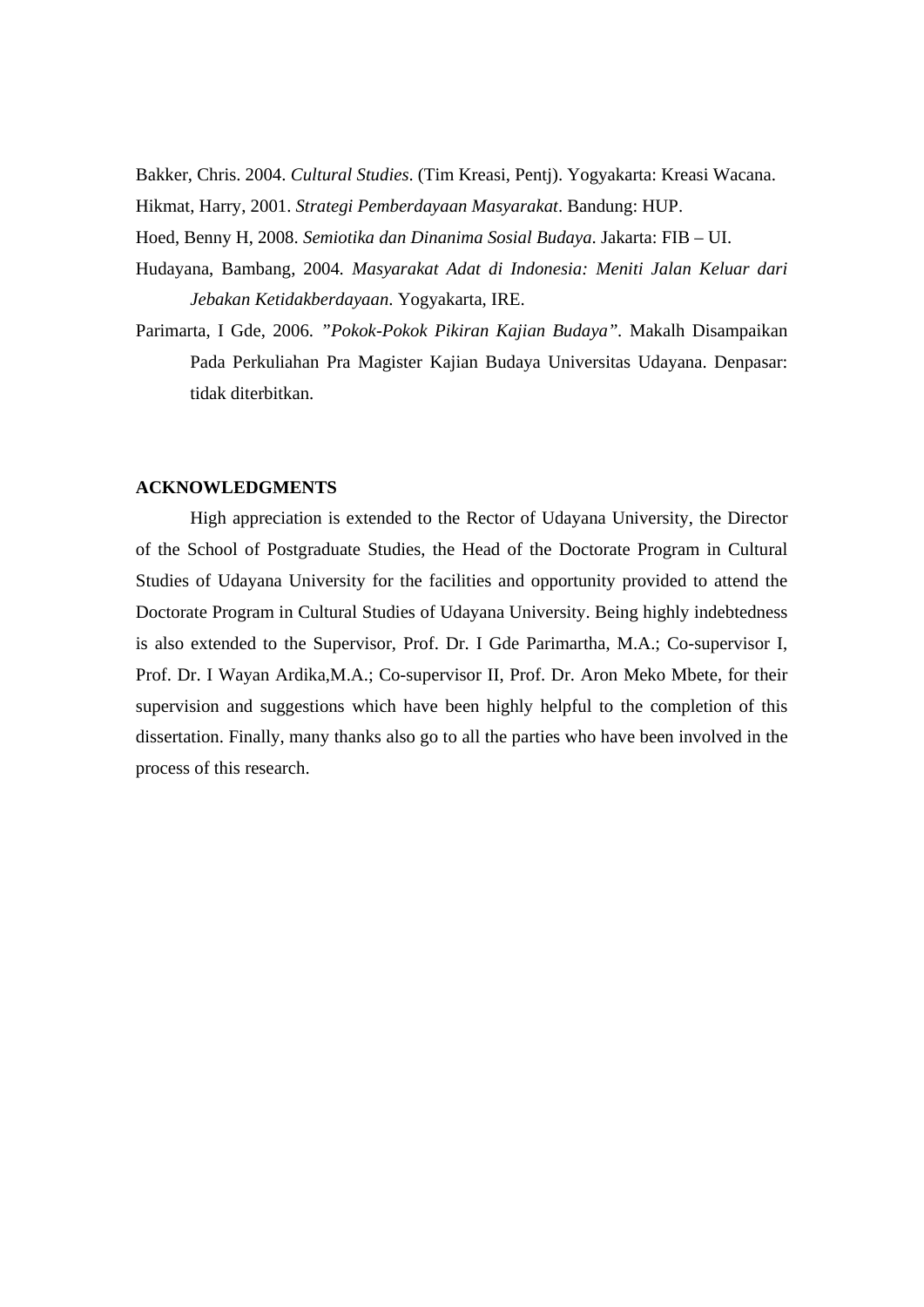Bakker, Chris. 2004. *Cultural Studies*. (Tim Kreasi, Pentj). Yogyakarta: Kreasi Wacana.

Hikmat, Harry, 2001. *Strategi Pemberdayaan Masyarakat*. Bandung: HUP.

Hoed, Benny H, 2008. *Semiotika dan Dinanima Sosial Budaya*. Jakarta: FIB – UI.

Hudayana, Bambang, 2004. *Masyarakat Adat di Indonesia: Meniti Jalan Keluar dari Jebakan Ketidakberdayaan*. Yogyakarta, IRE.

Parimarta, I Gde, 2006. *"Pokok-Pokok Pikiran Kajian Budaya"*. Makalh Disampaikan Pada Perkuliahan Pra Magister Kajian Budaya Universitas Udayana. Denpasar: tidak diterbitkan.

**ACKNOWLEDGMENTS**

High appreciation is extended to the Rector of Udayana University, the Director of the School of Postgraduate Studies, the Head of the Doctorate Program in Cultural Studies of Udayana University for the facilities and opportunity provided to attend the Doctorate Program in Cultural Studies of Udayana University. Being highly indebtedness is also extended to the Supervisor, Prof. Dr. I Gde Parimartha, M.A.; Co-supervisor I, Prof. Dr. I Wayan Ardika,M.A.; Co-supervisor II, Prof. Dr. Aron Meko Mbete, for their supervision and suggestions which have been highly helpful to the completion of this dissertation. Finally, many thanks also go to all the parties who have been involved in the process of this research.